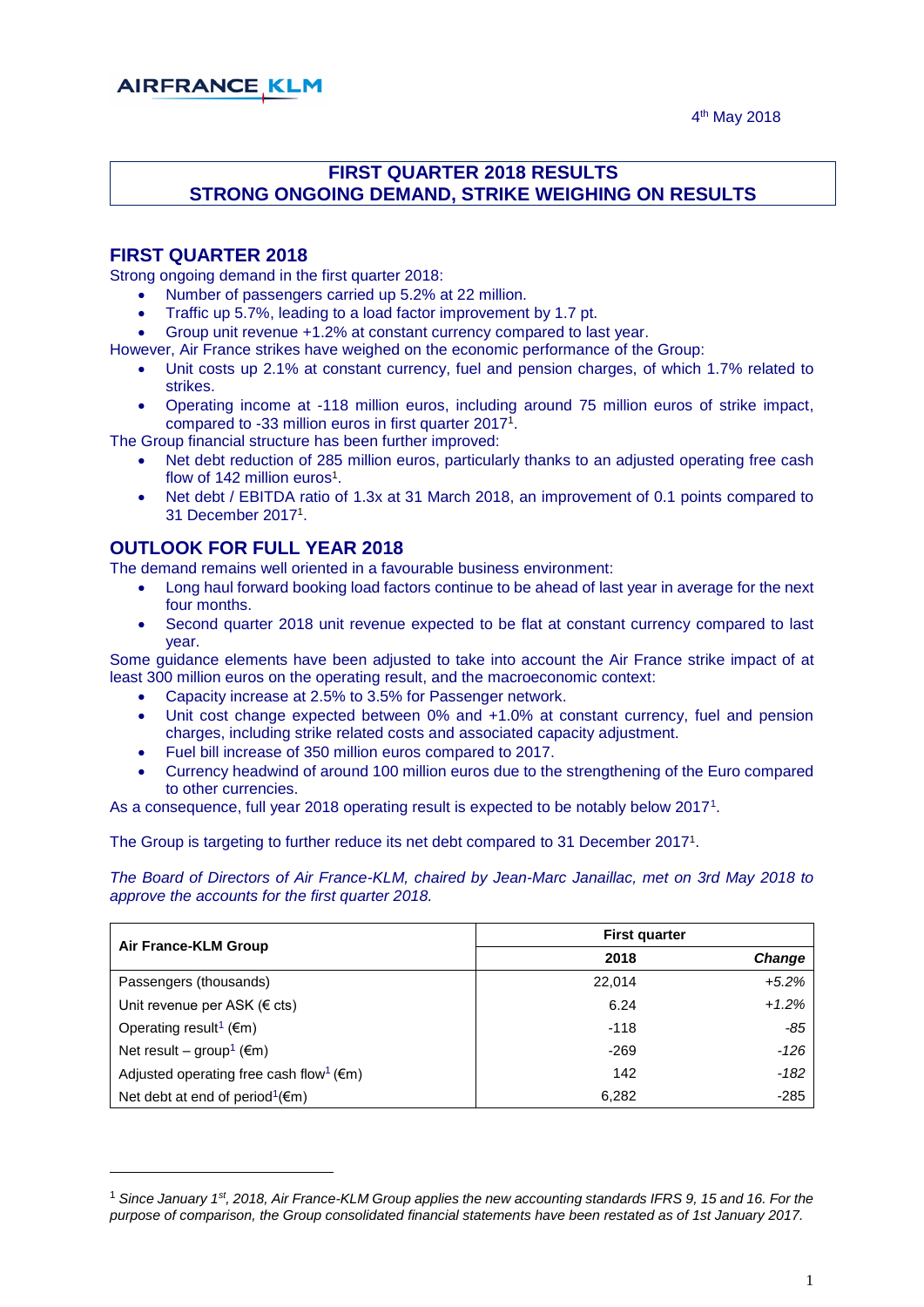AIRFRANCE KLM

4th May 2018

# FIRST QUARTER 2018 RESULTS
# STRONG ONGOING DEMAND, STRIKE WEIGHING ON RESULTS

## FIRST QUARTER 2018

Strong ongoing demand in the first quarter 2018:

- Number of passengers carried up 5.2% at 22 million.
- Traffic up 5.7%, leading to a load factor improvement by 1.7 pt.
- Group unit revenue +1.2% at constant currency compared to last year.

However, Air France strikes have weighed on the economic performance of the Group:

- Unit costs up 2.1% at constant currency, fuel and pension charges, of which 1.7% related to strikes.
- Operating income at -118 million euros, including around 75 million euros of strike impact, compared to -33 million euros in first quarter 2017[1].

The Group financial structure has been further improved:

- Net debt reduction of 285 million euros, particularly thanks to an adjusted operating free cash flow of 142 million euros[1].
- Net debt / EBITDA ratio of 1.3x at 31 March 2018, an improvement of 0.1 points compared to 31 December 2017[1].

## OUTLOOK FOR FULL YEAR 2018

The demand remains well oriented in a favourable business environment:

- Long haul forward booking load factors continue to be ahead of last year in average for the next four months.
- Second quarter 2018 unit revenue expected to be flat at constant currency compared to last year.

Some guidance elements have been adjusted to take into account the Air France strike impact of at least 300 million euros on the operating result, and the macroeconomic context:

- Capacity increase at 2.5% to 3.5% for Passenger network.
- Unit cost change expected between 0% and +1.0% at constant currency, fuel and pension charges, including strike related costs and associated capacity adjustment.
- Fuel bill increase of 350 million euros compared to 2017.
- Currency headwind of around 100 million euros due to the strengthening of the Euro compared to other currencies.

As a consequence, full year 2018 operating result is expected to be notably below 2017[1].

The Group is targeting to further reduce its net debt compared to 31 December 2017[1].

*The Board of Directors of Air France-KLM, chaired by Jean-Marc Janaillac, met on 3rd May 2018 to approve the accounts for the first quarter 2018.*

| Air France-KLM Group | First quarter | |
|---|---|---|
| | **2018** | ***Change*** |
| Passengers (thousands) | 22,014 | *+5.2%* |
| Unit revenue per ASK (€ cts) | 6.24 | *+1.2%* |
| Operating result[1] (€m) | -118 | *-85* |
| Net result – group[1] (€m) | -269 | *-126* |
| Adjusted operating free cash flow[1] (€m) | 142 | *-182* |
| Net debt at end of period[1](€m) | 6,282 | -285 |

[1] *Since January 1st, 2018, Air France-KLM Group applies the new accounting standards IFRS 9, 15 and 16. For the purpose of comparison, the Group consolidated financial statements have been restated as of 1st January 2017.*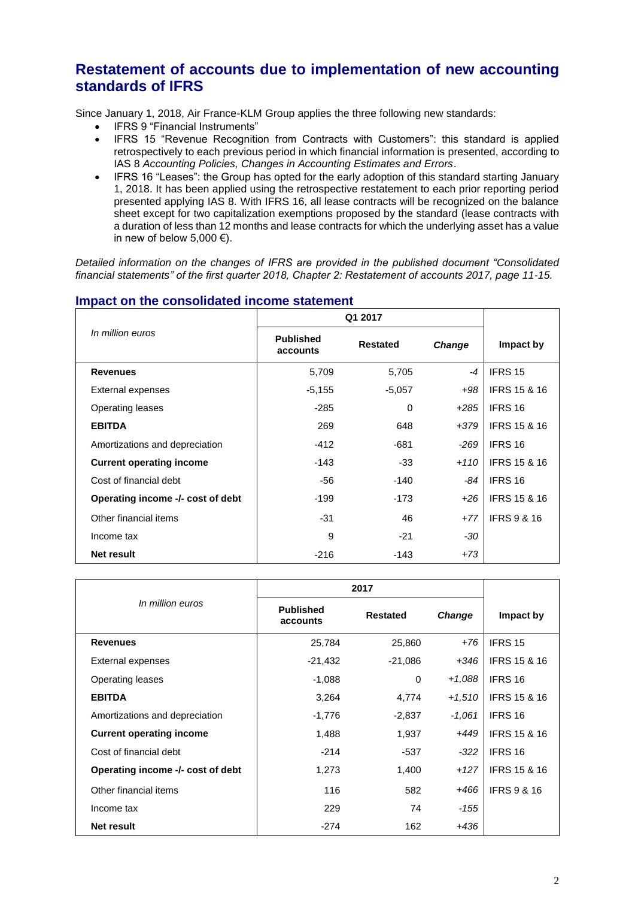## Restatement of accounts due to implementation of new accounting standards of IFRS

Since January 1, 2018, Air France-KLM Group applies the three following new standards:

- IFRS 9 "Financial Instruments"
- IFRS 15 "Revenue Recognition from Contracts with Customers": this standard is applied retrospectively to each previous period in which financial information is presented, according to IAS 8 *Accounting Policies, Changes in Accounting Estimates and Errors*.
- IFRS 16 "Leases": the Group has opted for the early adoption of this standard starting January 1, 2018. It has been applied using the retrospective restatement to each prior reporting period presented applying IAS 8. With IFRS 16, all lease contracts will be recognized on the balance sheet except for two capitalization exemptions proposed by the standard (lease contracts with a duration of less than 12 months and lease contracts for which the underlying asset has a value in new of below 5,000 €).

*Detailed information on the changes of IFRS are provided in the published document "Consolidated financial statements" of the first quarter 2018, Chapter 2: Restatement of accounts 2017, page 11-15.*

### Impact on the consolidated income statement

| *In million euros* | Q1 2017 | | | Impact by |
|---|---|---|---|---|
| | **Published accounts** | **Restated** | ***Change*** | |
| **Revenues** | 5,709 | 5,705 | *-4* | IFRS 15 |
| External expenses | -5,155 | -5,057 | *+98* | IFRS 15 & 16 |
| Operating leases | -285 | 0 | *+285* | IFRS 16 |
| **EBITDA** | 269 | 648 | *+379* | IFRS 15 & 16 |
| Amortizations and depreciation | -412 | -681 | *-269* | IFRS 16 |
| **Current operating income** | -143 | -33 | *+110* | IFRS 15 & 16 |
| Cost of financial debt | -56 | -140 | *-84* | IFRS 16 |
| **Operating income -/- cost of debt** | -199 | -173 | *+26* | IFRS 15 & 16 |
| Other financial items | -31 | 46 | *+77* | IFRS 9 & 16 |
| Income tax | 9 | -21 | *-30* | |
| **Net result** | -216 | -143 | *+73* | |

| *In million euros* | 2017 | | | Impact by |
|---|---|---|---|---|
| | **Published accounts** | **Restated** | ***Change*** | |
| **Revenues** | 25,784 | 25,860 | *+76* | IFRS 15 |
| External expenses | -21,432 | -21,086 | *+346* | IFRS 15 & 16 |
| Operating leases | -1,088 | 0 | *+1,088* | IFRS 16 |
| **EBITDA** | 3,264 | 4,774 | *+1,510* | IFRS 15 & 16 |
| Amortizations and depreciation | -1,776 | -2,837 | *-1,061* | IFRS 16 |
| **Current operating income** | 1,488 | 1,937 | *+449* | IFRS 15 & 16 |
| Cost of financial debt | -214 | -537 | *-322* | IFRS 16 |
| **Operating income -/- cost of debt** | 1,273 | 1,400 | *+127* | IFRS 15 & 16 |
| Other financial items | 116 | 582 | *+466* | IFRS 9 & 16 |
| Income tax | 229 | 74 | *-155* | |
| **Net result** | -274 | 162 | *+436* | |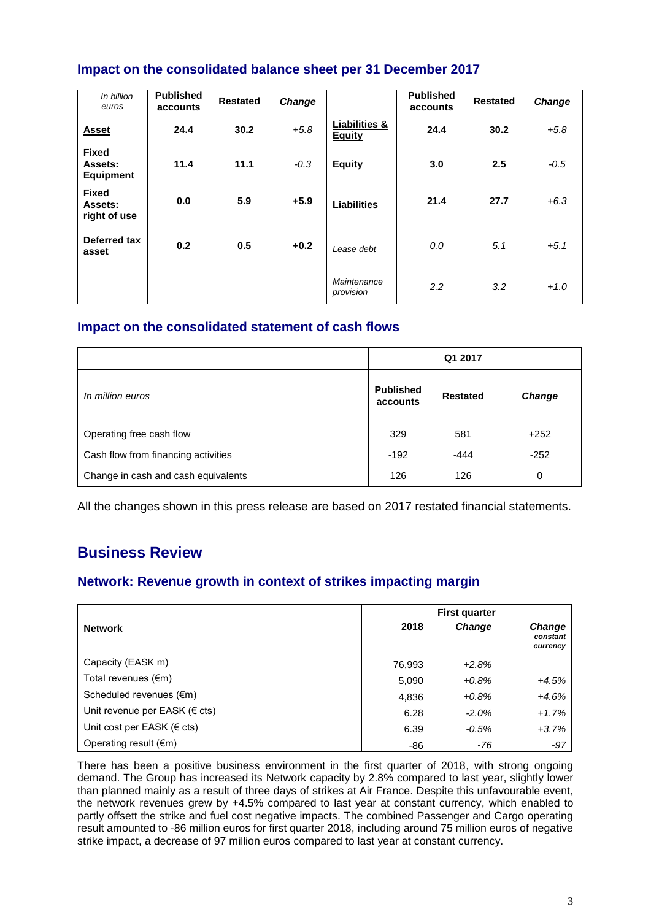### Impact on the consolidated balance sheet per 31 December 2017

| *In billion euros* | **Published accounts** | **Restated** | ***Change*** | | **Published accounts** | **Restated** | ***Change*** |
|---|---|---|---|---|---|---|---|
| **Asset** | **24.4** | **30.2** | *+5.8* | **Liabilities & Equity** | **24.4** | **30.2** | *+5.8* |
| **Fixed Assets: Equipment** | **11.4** | **11.1** | *-0.3* | **Equity** | **3.0** | **2.5** | *-0.5* |
| **Fixed Assets: right of use** | **0.0** | **5.9** | **+5.9** | **Liabilities** | **21.4** | **27.7** | *+6.3* |
| **Deferred tax asset** | **0.2** | **0.5** | **+0.2** | *Lease debt* | *0.0* | *5.1* | *+5.1* |
| | | | | *Maintenance provision* | *2.2* | *3.2* | *+1.0* |

### Impact on the consolidated statement of cash flows

| | **Q1 2017** | | |
|---|---|---|---|
| *In million euros* | **Published accounts** | **Restated** | ***Change*** |
| Operating free cash flow | 329 | 581 | +252 |
| Cash flow from financing activities | -192 | -444 | -252 |
| Change in cash and cash equivalents | 126 | 126 | 0 |

All the changes shown in this press release are based on 2017 restated financial statements.

## Business Review

### Network: Revenue growth in context of strikes impacting margin

| **Network** | **First quarter** | | |
|---|---|---|---|
| | **2018** | ***Change*** | ***Change constant currency*** |
| Capacity (EASK m) | 76,993 | *+2.8%* | |
| Total revenues (€m) | 5,090 | *+0.8%* | *+4.5%* |
| Scheduled revenues (€m) | 4,836 | *+0.8%* | *+4.6%* |
| Unit revenue per EASK (€ cts) | 6.28 | *-2.0%* | *+1.7%* |
| Unit cost per EASK (€ cts) | 6.39 | *-0.5%* | *+3.7%* |
| Operating result (€m) | -86 | *-76* | *-97* |

There has been a positive business environment in the first quarter of 2018, with strong ongoing demand. The Group has increased its Network capacity by 2.8% compared to last year, slightly lower than planned mainly as a result of three days of strikes at Air France. Despite this unfavourable event, the network revenues grew by +4.5% compared to last year at constant currency, which enabled to partly offsett the strike and fuel cost negative impacts. The combined Passenger and Cargo operating result amounted to -86 million euros for first quarter 2018, including around 75 million euros of negative strike impact, a decrease of 97 million euros compared to last year at constant currency.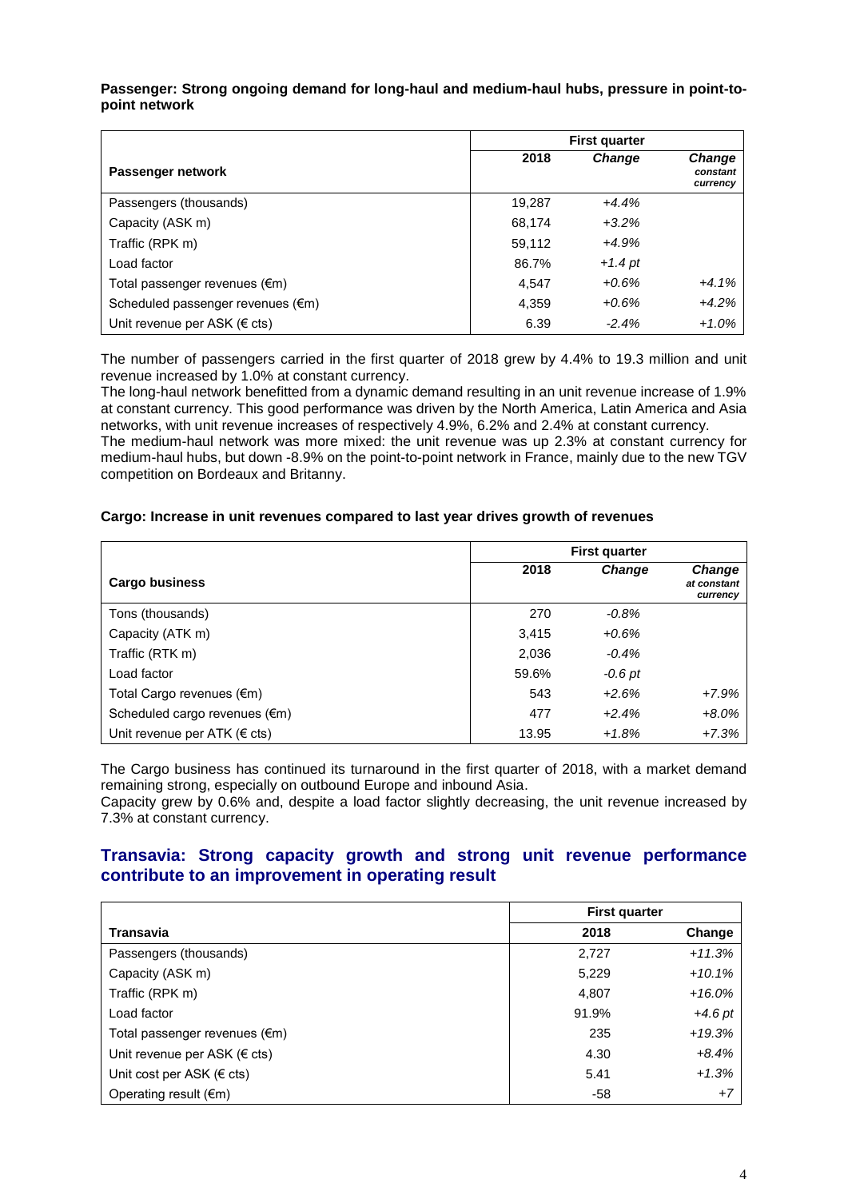**Passenger: Strong ongoing demand for long-haul and medium-haul hubs, pressure in point-to-point network**

| Passenger network | First quarter | | |
|---|---|---|---|
| | 2018 | *Change* | *Change constant currency* |
| Passengers (thousands) | 19,287 | *+4.4%* | |
| Capacity (ASK m) | 68,174 | *+3.2%* | |
| Traffic (RPK m) | 59,112 | *+4.9%* | |
| Load factor | 86.7% | *+1.4 pt* | |
| Total passenger revenues (€m) | 4,547 | *+0.6%* | *+4.1%* |
| Scheduled passenger revenues (€m) | 4,359 | *+0.6%* | *+4.2%* |
| Unit revenue per ASK (€ cts) | 6.39 | *-2.4%* | *+1.0%* |

The number of passengers carried in the first quarter of 2018 grew by 4.4% to 19.3 million and unit revenue increased by 1.0% at constant currency.

The long-haul network benefitted from a dynamic demand resulting in an unit revenue increase of 1.9% at constant currency. This good performance was driven by the North America, Latin America and Asia networks, with unit revenue increases of respectively 4.9%, 6.2% and 2.4% at constant currency.

The medium-haul network was more mixed: the unit revenue was up 2.3% at constant currency for medium-haul hubs, but down -8.9% on the point-to-point network in France, mainly due to the new TGV competition on Bordeaux and Britanny.

**Cargo: Increase in unit revenues compared to last year drives growth of revenues**

| Cargo business | First quarter | | |
|---|---|---|---|
| | 2018 | *Change* | *Change at constant currency* |
| Tons (thousands) | 270 | *-0.8%* | |
| Capacity (ATK m) | 3,415 | *+0.6%* | |
| Traffic (RTK m) | 2,036 | *-0.4%* | |
| Load factor | 59.6% | *-0.6 pt* | |
| Total Cargo revenues (€m) | 543 | *+2.6%* | *+7.9%* |
| Scheduled cargo revenues (€m) | 477 | *+2.4%* | *+8.0%* |
| Unit revenue per ATK (€ cts) | 13.95 | *+1.8%* | *+7.3%* |

The Cargo business has continued its turnaround in the first quarter of 2018, with a market demand remaining strong, especially on outbound Europe and inbound Asia.

Capacity grew by 0.6% and, despite a load factor slightly decreasing, the unit revenue increased by 7.3% at constant currency.

## Transavia: Strong capacity growth and strong unit revenue performance contribute to an improvement in operating result

| Transavia | First quarter | |
|---|---|---|
| | 2018 | Change |
| Passengers (thousands) | 2,727 | *+11.3%* |
| Capacity (ASK m) | 5,229 | *+10.1%* |
| Traffic (RPK m) | 4,807 | *+16.0%* |
| Load factor | 91.9% | *+4.6 pt* |
| Total passenger revenues (€m) | 235 | *+19.3%* |
| Unit revenue per ASK (€ cts) | 4.30 | *+8.4%* |
| Unit cost per ASK (€ cts) | 5.41 | *+1.3%* |
| Operating result (€m) | -58 | *+7* |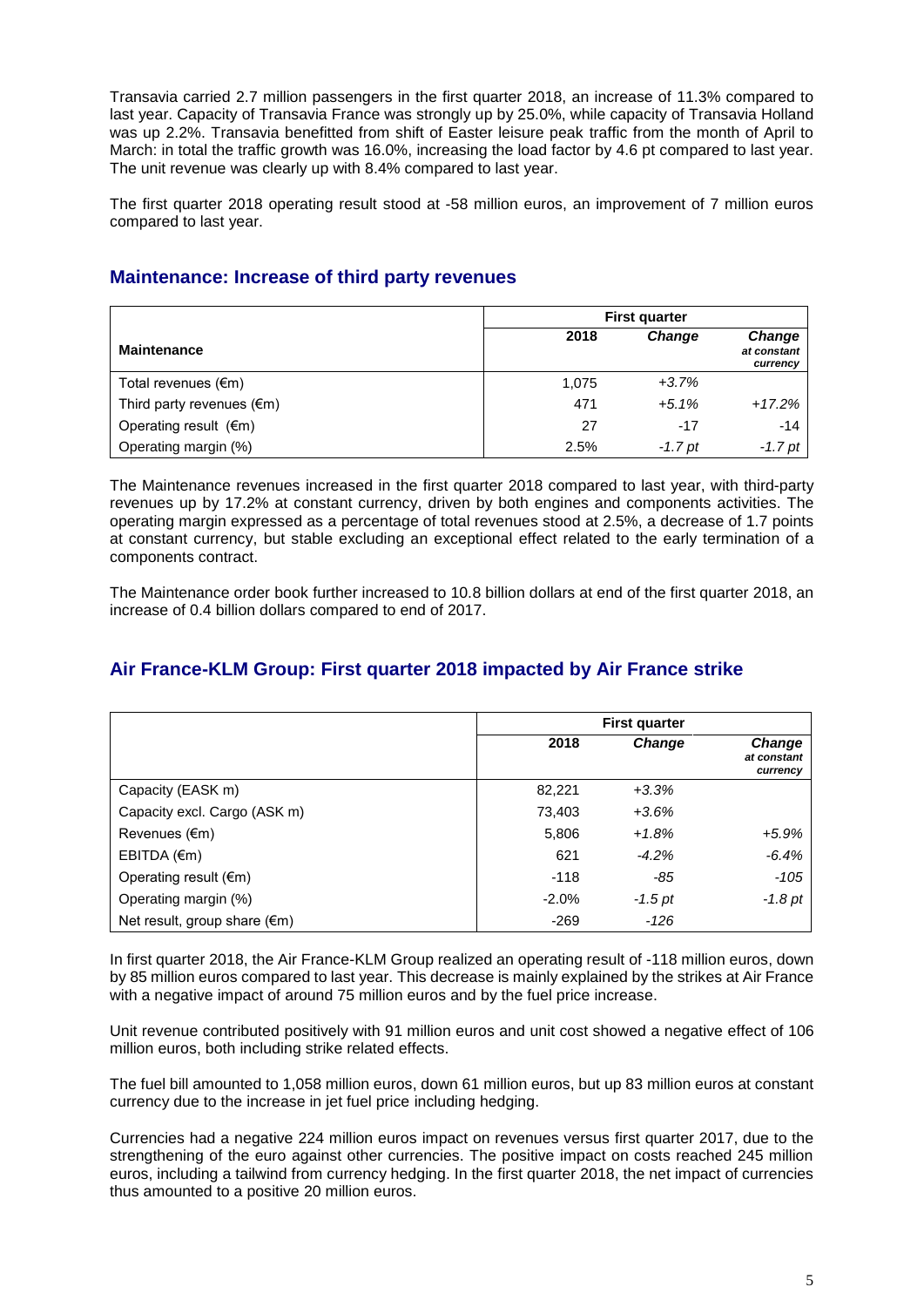Transavia carried 2.7 million passengers in the first quarter 2018, an increase of 11.3% compared to last year. Capacity of Transavia France was strongly up by 25.0%, while capacity of Transavia Holland was up 2.2%. Transavia benefitted from shift of Easter leisure peak traffic from the month of April to March: in total the traffic growth was 16.0%, increasing the load factor by 4.6 pt compared to last year. The unit revenue was clearly up with 8.4% compared to last year.

The first quarter 2018 operating result stood at -58 million euros, an improvement of 7 million euros compared to last year.

## Maintenance: Increase of third party revenues

| | First quarter | | |
|---|---|---|---|
| **Maintenance** | **2018** | ***Change*** | ***Change at constant currency*** |
| Total revenues (€m) | 1,075 | *+3.7%* | |
| Third party revenues (€m) | 471 | *+5.1%* | *+17.2%* |
| Operating result (€m) | 27 | -17 | -14 |
| Operating margin (%) | 2.5% | *-1.7 pt* | *-1.7 pt* |

The Maintenance revenues increased in the first quarter 2018 compared to last year, with third-party revenues up by 17.2% at constant currency, driven by both engines and components activities. The operating margin expressed as a percentage of total revenues stood at 2.5%, a decrease of 1.7 points at constant currency, but stable excluding an exceptional effect related to the early termination of a components contract.

The Maintenance order book further increased to 10.8 billion dollars at end of the first quarter 2018, an increase of 0.4 billion dollars compared to end of 2017.

## Air France-KLM Group: First quarter 2018 impacted by Air France strike

| | First quarter | | |
|---|---|---|---|
| | **2018** | ***Change*** | ***Change at constant currency*** |
| Capacity (EASK m) | 82,221 | *+3.3%* | |
| Capacity excl. Cargo (ASK m) | 73,403 | *+3.6%* | |
| Revenues (€m) | 5,806 | *+1.8%* | *+5.9%* |
| EBITDA (€m) | 621 | *-4.2%* | *-6.4%* |
| Operating result (€m) | -118 | *-85* | *-105* |
| Operating margin (%) | -2.0% | *-1.5 pt* | *-1.8 pt* |
| Net result, group share (€m) | -269 | *-126* | |

In first quarter 2018, the Air France-KLM Group realized an operating result of -118 million euros, down by 85 million euros compared to last year. This decrease is mainly explained by the strikes at Air France with a negative impact of around 75 million euros and by the fuel price increase.

Unit revenue contributed positively with 91 million euros and unit cost showed a negative effect of 106 million euros, both including strike related effects.

The fuel bill amounted to 1,058 million euros, down 61 million euros, but up 83 million euros at constant currency due to the increase in jet fuel price including hedging.

Currencies had a negative 224 million euros impact on revenues versus first quarter 2017, due to the strengthening of the euro against other currencies. The positive impact on costs reached 245 million euros, including a tailwind from currency hedging. In the first quarter 2018, the net impact of currencies thus amounted to a positive 20 million euros.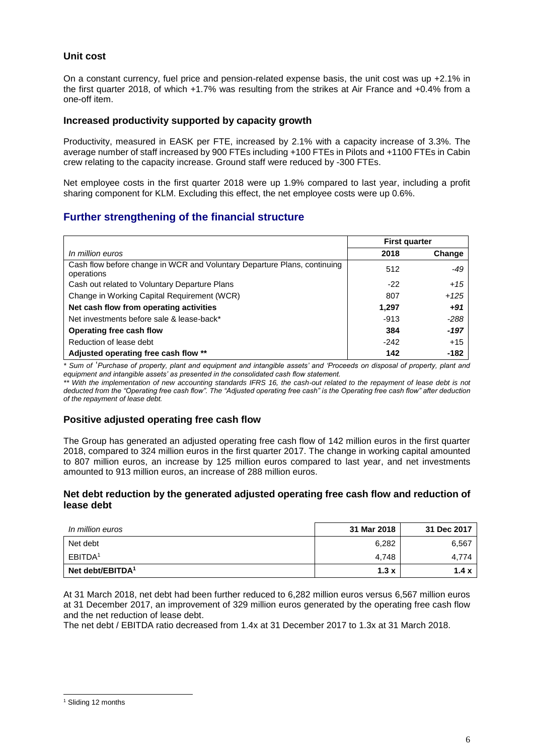### Unit cost

On a constant currency, fuel price and pension-related expense basis, the unit cost was up +2.1% in the first quarter 2018, of which +1.7% was resulting from the strikes at Air France and +0.4% from a one-off item.

### Increased productivity supported by capacity growth

Productivity, measured in EASK per FTE, increased by 2.1% with a capacity increase of 3.3%. The average number of staff increased by 900 FTEs including +100 FTEs in Pilots and +1100 FTEs in Cabin crew relating to the capacity increase. Ground staff were reduced by -300 FTEs.

Net employee costs in the first quarter 2018 were up 1.9% compared to last year, including a profit sharing component for KLM. Excluding this effect, the net employee costs were up 0.6%.

## Further strengthening of the financial structure

| | First quarter | |
|---|---|---|
| *In million euros* | **2018** | **Change** |
| Cash flow before change in WCR and Voluntary Departure Plans, continuing operations | 512 | *-49* |
| Cash out related to Voluntary Departure Plans | -22 | *+15* |
| Change in Working Capital Requirement (WCR) | 807 | *+125* |
| **Net cash flow from operating activities** | **1,297** | ***+91*** |
| Net investments before sale & lease-back* | -913 | *-288* |
| **Operating free cash flow** | **384** | ***-197*** |
| Reduction of lease debt | -242 | +15 |
| **Adjusted operating free cash flow \*\*** | **142** | **-182** |

*\* Sum of 'Purchase of property, plant and equipment and intangible assets' and 'Proceeds on disposal of property, plant and equipment and intangible assets' as presented in the consolidated cash flow statement.*

*\*\* With the implementation of new accounting standards IFRS 16, the cash-out related to the repayment of lease debt is not deducted from the "Operating free cash flow". The "Adjusted operating free cash" is the Operating free cash flow" after deduction of the repayment of lease debt.*

### Positive adjusted operating free cash flow

The Group has generated an adjusted operating free cash flow of 142 million euros in the first quarter 2018, compared to 324 million euros in the first quarter 2017. The change in working capital amounted to 807 million euros, an increase by 125 million euros compared to last year, and net investments amounted to 913 million euros, an increase of 288 million euros.

### Net debt reduction by the generated adjusted operating free cash flow and reduction of lease debt

| *In million euros* | 31 Mar 2018 | 31 Dec 2017 |
|---|---|---|
| Net debt | 6,282 | 6,567 |
| EBITDA[1] | 4,748 | 4,774 |
| **Net debt/EBITDA[1]** | **1.3 x** | **1.4 x** |

At 31 March 2018, net debt had been further reduced to 6,282 million euros versus 6,567 million euros at 31 December 2017, an improvement of 329 million euros generated by the operating free cash flow and the net reduction of lease debt.

The net debt / EBITDA ratio decreased from 1.4x at 31 December 2017 to 1.3x at 31 March 2018.

[1] Sliding 12 months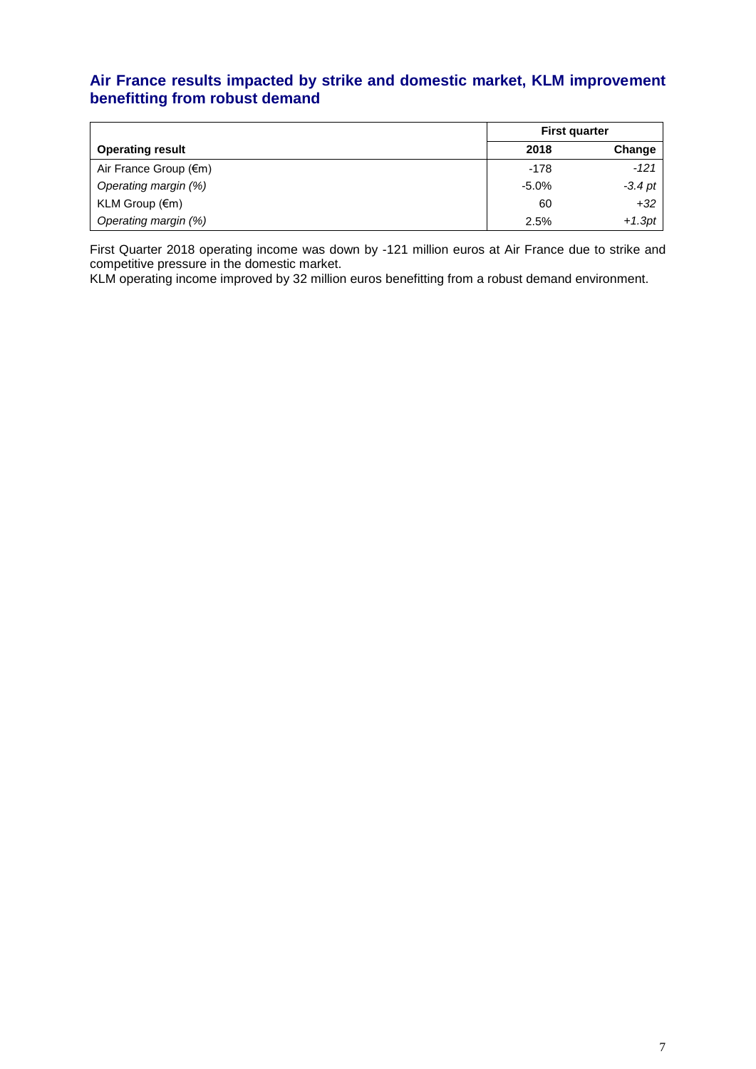## Air France results impacted by strike and domestic market, KLM improvement benefitting from robust demand

| | First quarter | |
|---|---|---|
| **Operating result** | **2018** | **Change** |
| Air France Group (€m) | -178 | *-121* |
| *Operating margin (%)* | -5.0% | *-3.4 pt* |
| KLM Group (€m) | 60 | *+32* |
| *Operating margin (%)* | 2.5% | *+1.3pt* |

First Quarter 2018 operating income was down by -121 million euros at Air France due to strike and competitive pressure in the domestic market.
KLM operating income improved by 32 million euros benefitting from a robust demand environment.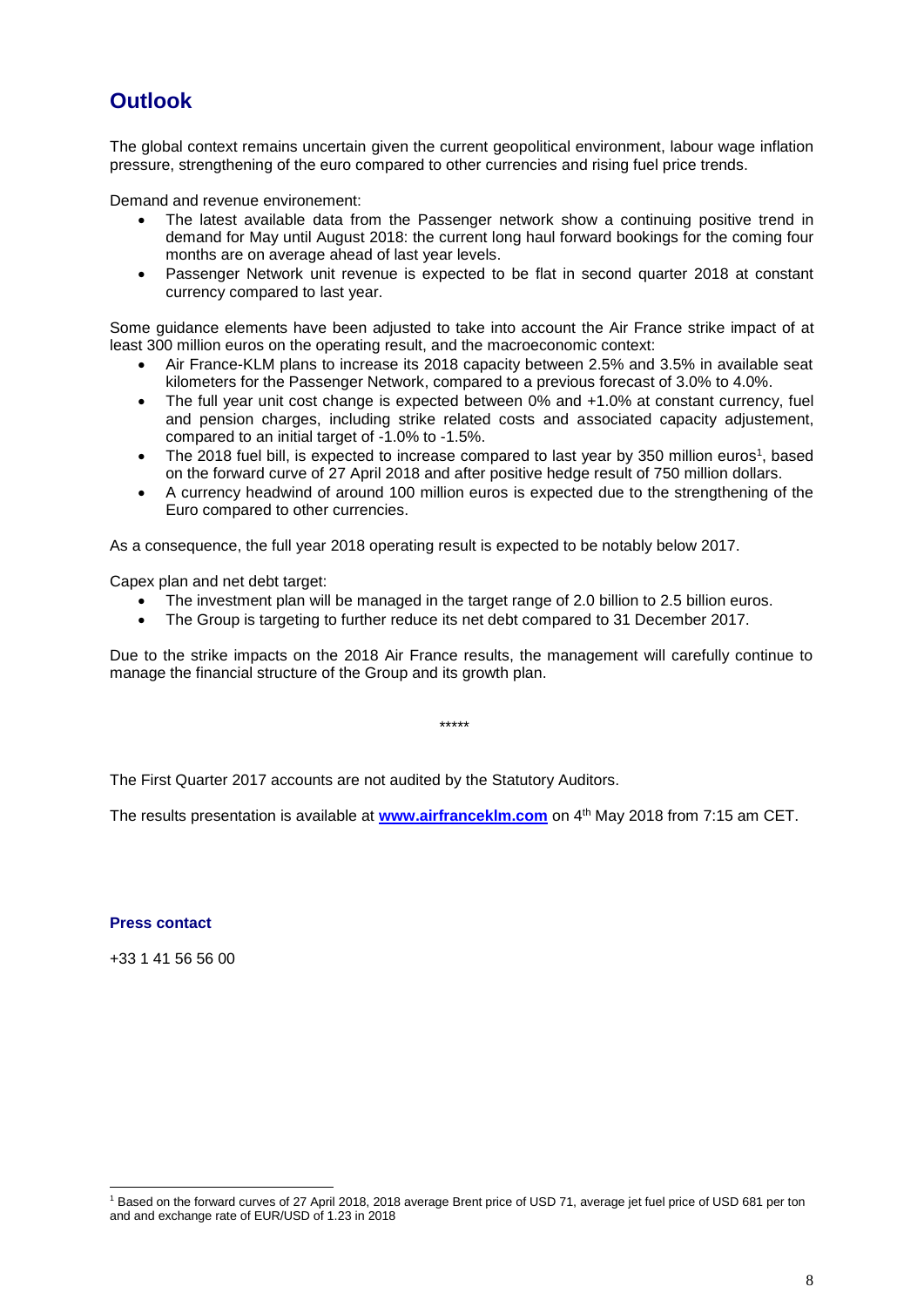## Outlook

The global context remains uncertain given the current geopolitical environment, labour wage inflation pressure, strengthening of the euro compared to other currencies and rising fuel price trends.

Demand and revenue environement:

- The latest available data from the Passenger network show a continuing positive trend in demand for May until August 2018: the current long haul forward bookings for the coming four months are on average ahead of last year levels.
- Passenger Network unit revenue is expected to be flat in second quarter 2018 at constant currency compared to last year.

Some guidance elements have been adjusted to take into account the Air France strike impact of at least 300 million euros on the operating result, and the macroeconomic context:

- Air France-KLM plans to increase its 2018 capacity between 2.5% and 3.5% in available seat kilometers for the Passenger Network, compared to a previous forecast of 3.0% to 4.0%.
- The full year unit cost change is expected between 0% and +1.0% at constant currency, fuel and pension charges, including strike related costs and associated capacity adjustement, compared to an initial target of -1.0% to -1.5%.
- The 2018 fuel bill, is expected to increase compared to last year by 350 million euros[1], based on the forward curve of 27 April 2018 and after positive hedge result of 750 million dollars.
- A currency headwind of around 100 million euros is expected due to the strengthening of the Euro compared to other currencies.

As a consequence, the full year 2018 operating result is expected to be notably below 2017.

Capex plan and net debt target:

- The investment plan will be managed in the target range of 2.0 billion to 2.5 billion euros.
- The Group is targeting to further reduce its net debt compared to 31 December 2017.

Due to the strike impacts on the 2018 Air France results, the management will carefully continue to manage the financial structure of the Group and its growth plan.

*****

The First Quarter 2017 accounts are not audited by the Statutory Auditors.

The results presentation is available at **www.airfranceklm.com** on 4th May 2018 from 7:15 am CET.

**Press contact**

+33 1 41 56 56 00

[1] Based on the forward curves of 27 April 2018, 2018 average Brent price of USD 71, average jet fuel price of USD 681 per ton and and exchange rate of EUR/USD of 1.23 in 2018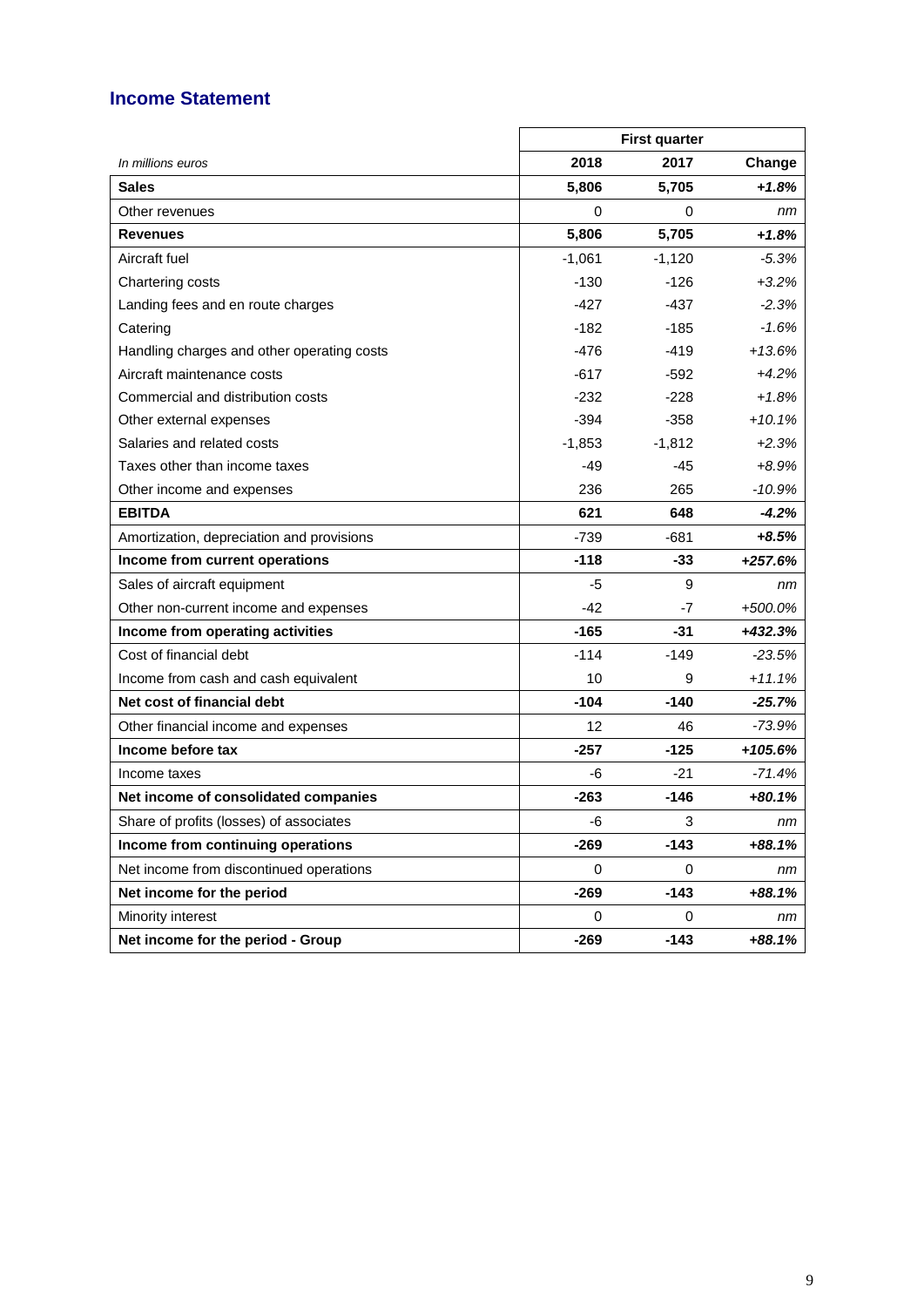## Income Statement

| In millions euros | First quarter | | |
|---|---|---|---|
| | **2018** | **2017** | **Change** |
| **Sales** | **5,806** | **5,705** | ***+1.8%*** |
| Other revenues | 0 | 0 | *nm* |
| **Revenues** | **5,806** | **5,705** | ***+1.8%*** |
| Aircraft fuel | -1,061 | -1,120 | *-5.3%* |
| Chartering costs | -130 | -126 | *+3.2%* |
| Landing fees and en route charges | -427 | -437 | *-2.3%* |
| Catering | -182 | -185 | *-1.6%* |
| Handling charges and other operating costs | -476 | -419 | *+13.6%* |
| Aircraft maintenance costs | -617 | -592 | *+4.2%* |
| Commercial and distribution costs | -232 | -228 | *+1.8%* |
| Other external expenses | -394 | -358 | *+10.1%* |
| Salaries and related costs | -1,853 | -1,812 | *+2.3%* |
| Taxes other than income taxes | -49 | -45 | *+8.9%* |
| Other income and expenses | 236 | 265 | *-10.9%* |
| **EBITDA** | **621** | **648** | ***-4.2%*** |
| Amortization, depreciation and provisions | -739 | -681 | ***+8.5%*** |
| **Income from current operations** | **-118** | **-33** | ***+257.6%*** |
| Sales of aircraft equipment | -5 | 9 | *nm* |
| Other non-current income and expenses | -42 | -7 | *+500.0%* |
| **Income from operating activities** | **-165** | **-31** | ***+432.3%*** |
| Cost of financial debt | -114 | -149 | *-23.5%* |
| Income from cash and cash equivalent | 10 | 9 | *+11.1%* |
| **Net cost of financial debt** | **-104** | **-140** | ***-25.7%*** |
| Other financial income and expenses | 12 | 46 | *-73.9%* |
| **Income before tax** | **-257** | **-125** | ***+105.6%*** |
| Income taxes | -6 | -21 | *-71.4%* |
| **Net income of consolidated companies** | **-263** | **-146** | ***+80.1%*** |
| Share of profits (losses) of associates | -6 | 3 | *nm* |
| **Income from continuing operations** | **-269** | **-143** | ***+88.1%*** |
| Net income from discontinued operations | 0 | 0 | *nm* |
| **Net income for the period** | **-269** | **-143** | ***+88.1%*** |
| Minority interest | 0 | 0 | *nm* |
| **Net income for the period - Group** | **-269** | **-143** | ***+88.1%*** |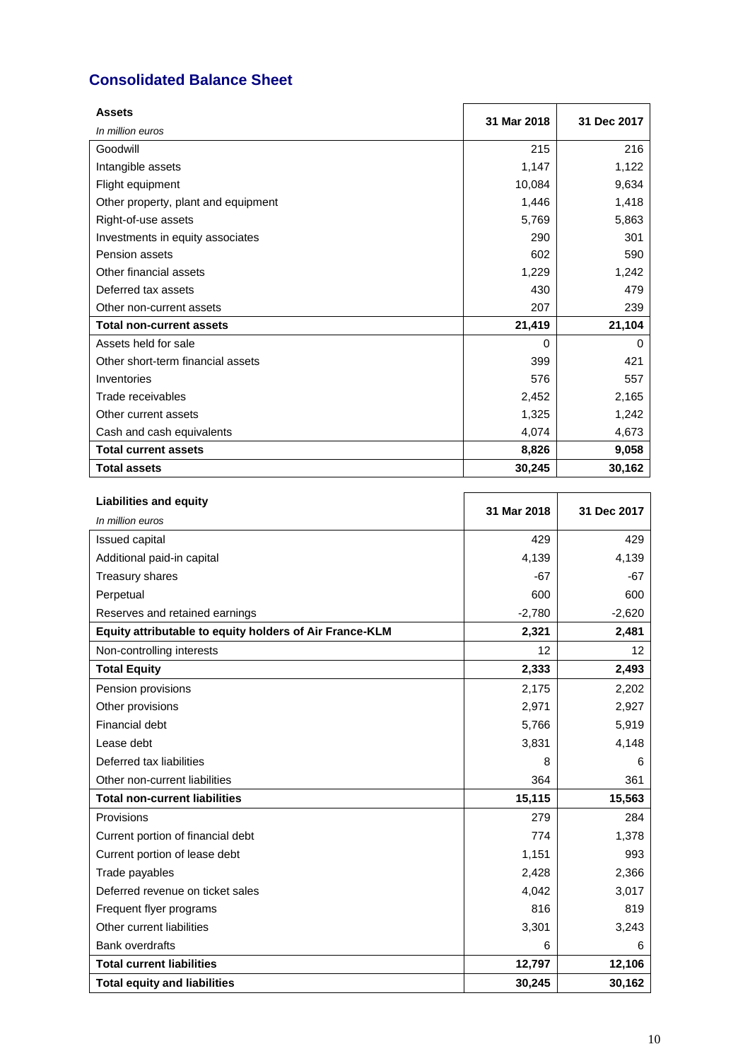## Consolidated Balance Sheet

| **Assets**<br>*In million euros* | **31 Mar 2018** | **31 Dec 2017** |
|---|---|---|
| Goodwill | 215 | 216 |
| Intangible assets | 1,147 | 1,122 |
| Flight equipment | 10,084 | 9,634 |
| Other property, plant and equipment | 1,446 | 1,418 |
| Right-of-use assets | 5,769 | 5,863 |
| Investments in equity associates | 290 | 301 |
| Pension assets | 602 | 590 |
| Other financial assets | 1,229 | 1,242 |
| Deferred tax assets | 430 | 479 |
| Other non-current assets | 207 | 239 |
| **Total non-current assets** | **21,419** | **21,104** |
| Assets held for sale | 0 | 0 |
| Other short-term financial assets | 399 | 421 |
| Inventories | 576 | 557 |
| Trade receivables | 2,452 | 2,165 |
| Other current assets | 1,325 | 1,242 |
| Cash and cash equivalents | 4,074 | 4,673 |
| **Total current assets** | **8,826** | **9,058** |
| **Total assets** | **30,245** | **30,162** |

| **Liabilities and equity**<br>*In million euros* | **31 Mar 2018** | **31 Dec 2017** |
|---|---|---|
| Issued capital | 429 | 429 |
| Additional paid-in capital | 4,139 | 4,139 |
| Treasury shares | -67 | -67 |
| Perpetual | 600 | 600 |
| Reserves and retained earnings | -2,780 | -2,620 |
| **Equity attributable to equity holders of Air France-KLM** | **2,321** | **2,481** |
| Non-controlling interests | 12 | 12 |
| **Total Equity** | **2,333** | **2,493** |
| Pension provisions | 2,175 | 2,202 |
| Other provisions | 2,971 | 2,927 |
| Financial debt | 5,766 | 5,919 |
| Lease debt | 3,831 | 4,148 |
| Deferred tax liabilities | 8 | 6 |
| Other non-current liabilities | 364 | 361 |
| **Total non-current liabilities** | **15,115** | **15,563** |
| Provisions | 279 | 284 |
| Current portion of financial debt | 774 | 1,378 |
| Current portion of lease debt | 1,151 | 993 |
| Trade payables | 2,428 | 2,366 |
| Deferred revenue on ticket sales | 4,042 | 3,017 |
| Frequent flyer programs | 816 | 819 |
| Other current liabilities | 3,301 | 3,243 |
| Bank overdrafts | 6 | 6 |
| **Total current liabilities** | **12,797** | **12,106** |
| **Total equity and liabilities** | **30,245** | **30,162** |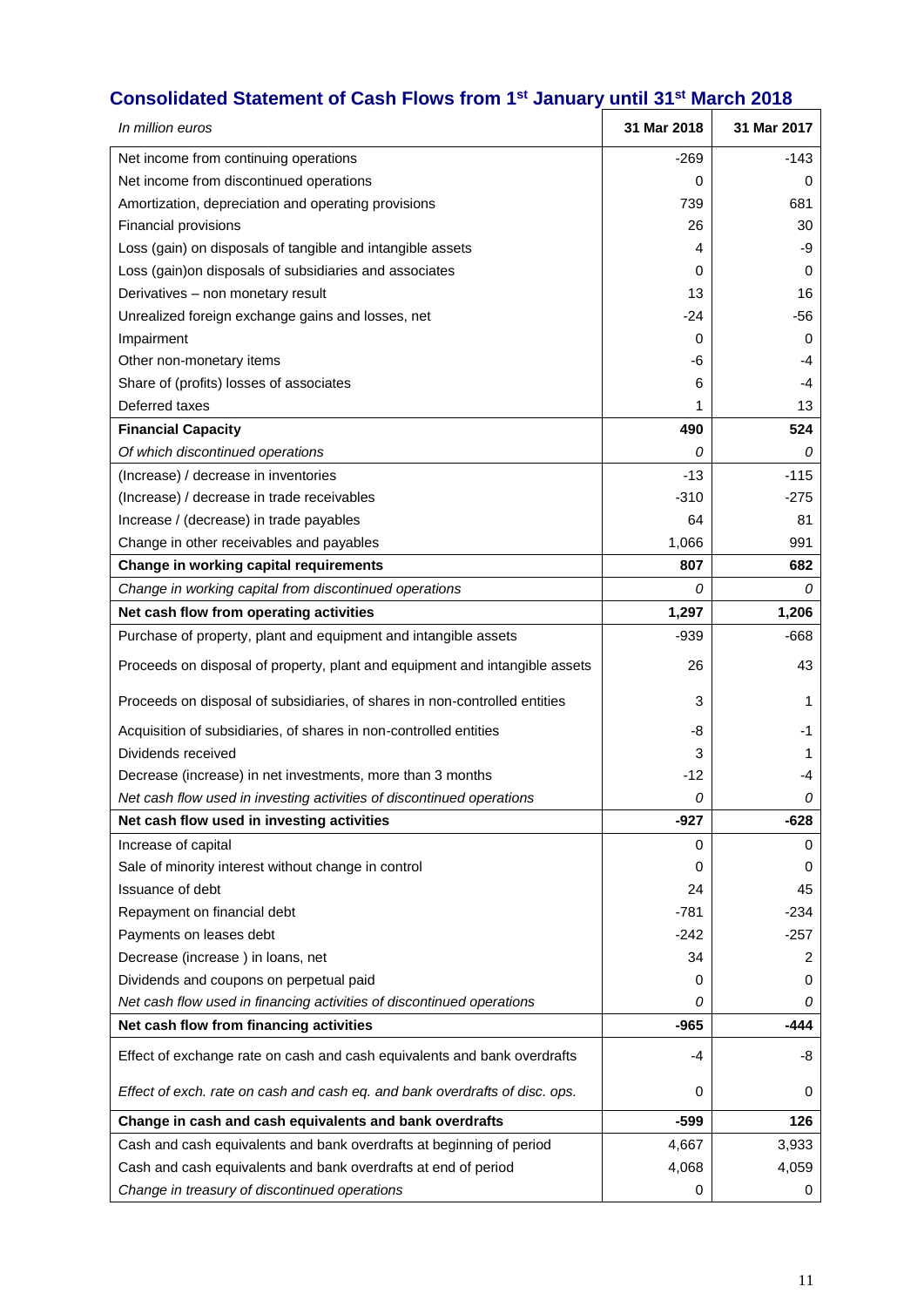## Consolidated Statement of Cash Flows from 1st January until 31st March 2018

| *In million euros* | 31 Mar 2018 | 31 Mar 2017 |
|---|---|---|
| Net income from continuing operations | -269 | -143 |
| Net income from discontinued operations | 0 | 0 |
| Amortization, depreciation and operating provisions | 739 | 681 |
| Financial provisions | 26 | 30 |
| Loss (gain) on disposals of tangible and intangible assets | 4 | -9 |
| Loss (gain)on disposals of subsidiaries and associates | 0 | 0 |
| Derivatives – non monetary result | 13 | 16 |
| Unrealized foreign exchange gains and losses, net | -24 | -56 |
| Impairment | 0 | 0 |
| Other non-monetary items | -6 | -4 |
| Share of (profits) losses of associates | 6 | -4 |
| Deferred taxes | 1 | 13 |
| **Financial Capacity** | **490** | **524** |
| *Of which discontinued operations* | *0* | *0* |
| (Increase) / decrease in inventories | -13 | -115 |
| (Increase) / decrease in trade receivables | -310 | -275 |
| Increase / (decrease) in trade payables | 64 | 81 |
| Change in other receivables and payables | 1,066 | 991 |
| **Change in working capital requirements** | **807** | **682** |
| *Change in working capital from discontinued operations* | *0* | *0* |
| **Net cash flow from operating activities** | **1,297** | **1,206** |
| Purchase of property, plant and equipment and intangible assets | -939 | -668 |
| Proceeds on disposal of property, plant and equipment and intangible assets | 26 | 43 |
| Proceeds on disposal of subsidiaries, of shares in non-controlled entities | 3 | 1 |
| Acquisition of subsidiaries, of shares in non-controlled entities | -8 | -1 |
| Dividends received | 3 | 1 |
| Decrease (increase) in net investments, more than 3 months | -12 | -4 |
| *Net cash flow used in investing activities of discontinued operations* | *0* | *0* |
| **Net cash flow used in investing activities** | **-927** | **-628** |
| Increase of capital | 0 | 0 |
| Sale of minority interest without change in control | 0 | 0 |
| Issuance of debt | 24 | 45 |
| Repayment on financial debt | -781 | -234 |
| Payments on leases debt | -242 | -257 |
| Decrease (increase ) in loans, net | 34 | 2 |
| Dividends and coupons on perpetual paid | 0 | 0 |
| *Net cash flow used in financing activities of discontinued operations* | *0* | *0* |
| **Net cash flow from financing activities** | **-965** | **-444** |
| Effect of exchange rate on cash and cash equivalents and bank overdrafts | -4 | -8 |
| *Effect of exch. rate on cash and cash eq. and bank overdrafts of disc. ops.* | 0 | 0 |
| **Change in cash and cash equivalents and bank overdrafts** | **-599** | **126** |
| Cash and cash equivalents and bank overdrafts at beginning of period | 4,667 | 3,933 |
| Cash and cash equivalents and bank overdrafts at end of period | 4,068 | 4,059 |
| *Change in treasury of discontinued operations* | 0 | 0 |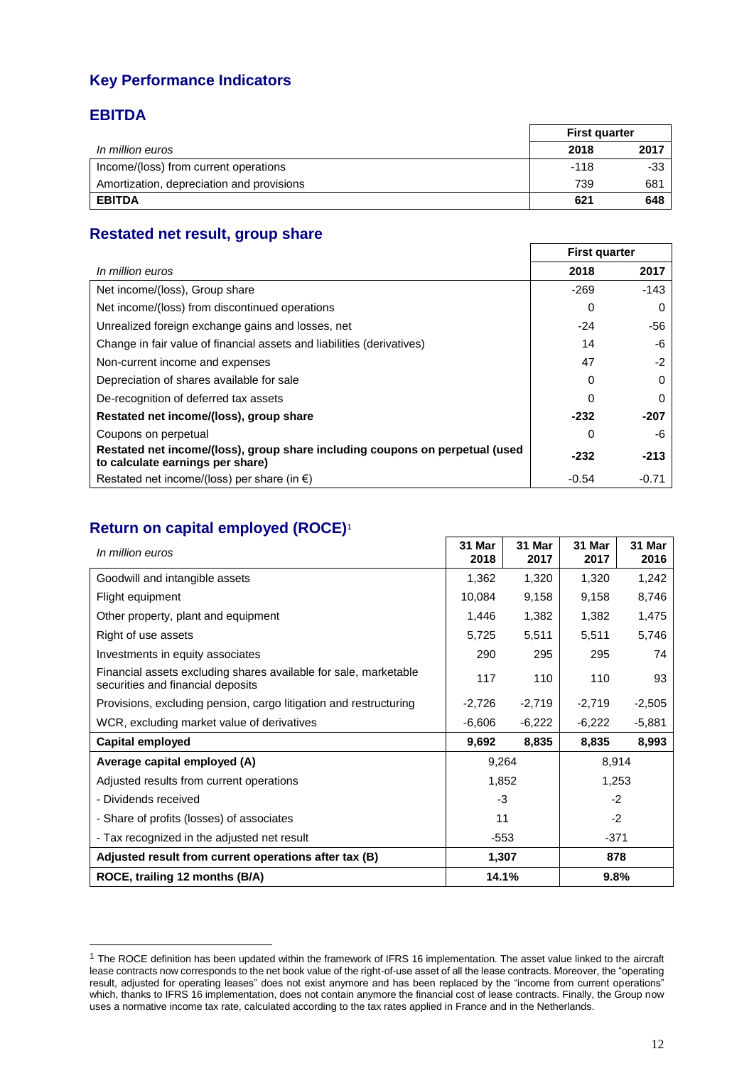# Key Performance Indicators

## EBITDA

| In million euros | First quarter | |
|---|---|---|
| | 2018 | 2017 |
| Income/(loss) from current operations | -118 | -33 |
| Amortization, depreciation and provisions | 739 | 681 |
| **EBITDA** | **621** | **648** |

## Restated net result, group share

| In million euros | First quarter | |
|---|---|---|
| | 2018 | 2017 |
| Net income/(loss), Group share | -269 | -143 |
| Net income/(loss) from discontinued operations | 0 | 0 |
| Unrealized foreign exchange gains and losses, net | -24 | -56 |
| Change in fair value of financial assets and liabilities (derivatives) | 14 | -6 |
| Non-current income and expenses | 47 | -2 |
| Depreciation of shares available for sale | 0 | 0 |
| De-recognition of deferred tax assets | 0 | 0 |
| **Restated net income/(loss), group share** | **-232** | **-207** |
| Coupons on perpetual | 0 | -6 |
| **Restated net income/(loss), group share including coupons on perpetual (used to calculate earnings per share)** | **-232** | **-213** |
| Restated net income/(loss) per share (in €) | -0.54 | -0.71 |

## Return on capital employed (ROCE)[1]

| In million euros | 31 Mar 2018 | 31 Mar 2017 | 31 Mar 2017 | 31 Mar 2016 |
|---|---|---|---|---|
| Goodwill and intangible assets | 1,362 | 1,320 | 1,320 | 1,242 |
| Flight equipment | 10,084 | 9,158 | 9,158 | 8,746 |
| Other property, plant and equipment | 1,446 | 1,382 | 1,382 | 1,475 |
| Right of use assets | 5,725 | 5,511 | 5,511 | 5,746 |
| Investments in equity associates | 290 | 295 | 295 | 74 |
| Financial assets excluding shares available for sale, marketable securities and financial deposits | 117 | 110 | 110 | 93 |
| Provisions, excluding pension, cargo litigation and restructuring | -2,726 | -2,719 | -2,719 | -2,505 |
| WCR, excluding market value of derivatives | -6,606 | -6,222 | -6,222 | -5,881 |
| **Capital employed** | **9,692** | **8,835** | **8,835** | **8,993** |
| **Average capital employed (A)** | 9,264 | | 8,914 | |
| Adjusted results from current operations | 1,852 | | 1,253 | |
| - Dividends received | -3 | | -2 | |
| - Share of profits (losses) of associates | 11 | | -2 | |
| - Tax recognized in the adjusted net result | -553 | | -371 | |
| **Adjusted result from current operations after tax (B)** | **1,307** | | **878** | |
| **ROCE, trailing 12 months (B/A)** | **14.1%** | | **9.8%** | |

[1] The ROCE definition has been updated within the framework of IFRS 16 implementation. The asset value linked to the aircraft lease contracts now corresponds to the net book value of the right-of-use asset of all the lease contracts. Moreover, the "operating result, adjusted for operating leases" does not exist anymore and has been replaced by the "income from current operations" which, thanks to IFRS 16 implementation, does not contain anymore the financial cost of lease contracts. Finally, the Group now uses a normative income tax rate, calculated according to the tax rates applied in France and in the Netherlands.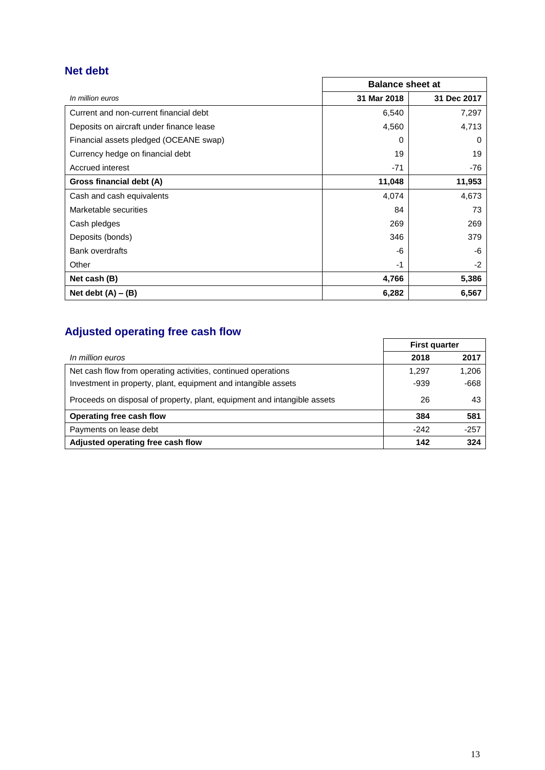## Net debt

| In million euros | Balance sheet at | |
|---|---|---|
| | **31 Mar 2018** | **31 Dec 2017** |
| Current and non-current financial debt | 6,540 | 7,297 |
| Deposits on aircraft under finance lease | 4,560 | 4,713 |
| Financial assets pledged (OCEANE swap) | 0 | 0 |
| Currency hedge on financial debt | 19 | 19 |
| Accrued interest | -71 | -76 |
| **Gross financial debt (A)** | **11,048** | **11,953** |
| Cash and cash equivalents | 4,074 | 4,673 |
| Marketable securities | 84 | 73 |
| Cash pledges | 269 | 269 |
| Deposits (bonds) | 346 | 379 |
| Bank overdrafts | -6 | -6 |
| Other | -1 | -2 |
| **Net cash (B)** | **4,766** | **5,386** |
| **Net debt (A) – (B)** | **6,282** | **6,567** |

## Adjusted operating free cash flow

| In million euros | First quarter | |
|---|---|---|
| | **2018** | **2017** |
| Net cash flow from operating activities, continued operations | 1,297 | 1,206 |
| Investment in property, plant, equipment and intangible assets | -939 | -668 |
| Proceeds on disposal of property, plant, equipment and intangible assets | 26 | 43 |
| **Operating free cash flow** | **384** | **581** |
| Payments on lease debt | -242 | -257 |
| **Adjusted operating free cash flow** | **142** | **324** |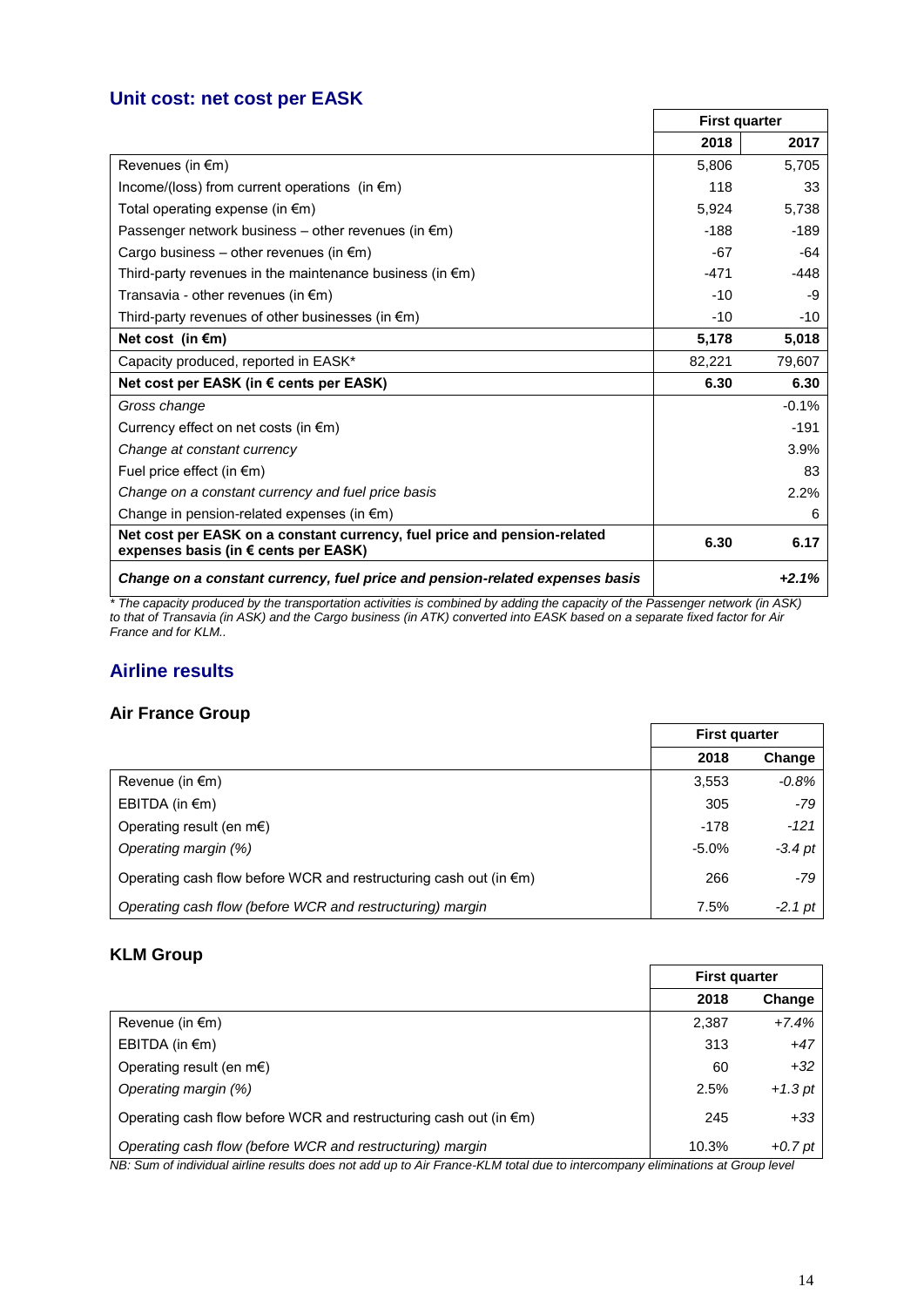## Unit cost: net cost per EASK

| | First quarter | |
|---|---|---|
| | **2018** | **2017** |
| Revenues (in €m) | 5,806 | 5,705 |
| Income/(loss) from current operations (in €m) | 118 | 33 |
| Total operating expense (in €m) | 5,924 | 5,738 |
| Passenger network business – other revenues (in €m) | -188 | -189 |
| Cargo business – other revenues (in €m) | -67 | -64 |
| Third-party revenues in the maintenance business (in €m) | -471 | -448 |
| Transavia - other revenues (in €m) | -10 | -9 |
| Third-party revenues of other businesses (in €m) | -10 | -10 |
| **Net cost (in €m)** | **5,178** | **5,018** |
| Capacity produced, reported in EASK* | 82,221 | 79,607 |
| **Net cost per EASK (in € cents per EASK)** | **6.30** | **6.30** |
| *Gross change* | | -0.1% |
| Currency effect on net costs (in €m) | | -191 |
| *Change at constant currency* | | 3.9% |
| Fuel price effect (in €m) | | 83 |
| *Change on a constant currency and fuel price basis* | | 2.2% |
| Change in pension-related expenses (in €m) | | 6 |
| **Net cost per EASK on a constant currency, fuel price and pension-related expenses basis (in € cents per EASK)** | **6.30** | **6.17** |
| ***Change on a constant currency, fuel price and pension-related expenses basis*** | | ***+2.1%*** |

*\* The capacity produced by the transportation activities is combined by adding the capacity of the Passenger network (in ASK) to that of Transavia (in ASK) and the Cargo business (in ATK) converted into EASK based on a separate fixed factor for Air France and for KLM..*

## Airline results

### Air France Group

| | First quarter | |
|---|---|---|
| | **2018** | **Change** |
| Revenue (in €m) | 3,553 | *-0.8%* |
| EBITDA (in €m) | 305 | *-79* |
| Operating result (en m€) | -178 | *-121* |
| *Operating margin (%)* | -5.0% | *-3.4 pt* |
| Operating cash flow before WCR and restructuring cash out (in €m) | 266 | *-79* |
| *Operating cash flow (before WCR and restructuring) margin* | 7.5% | *-2.1 pt* |

### KLM Group

| | First quarter | |
|---|---|---|
| | **2018** | **Change** |
| Revenue (in €m) | 2,387 | *+7.4%* |
| EBITDA (in €m) | 313 | *+47* |
| Operating result (en m€) | 60 | *+32* |
| *Operating margin (%)* | 2.5% | *+1.3 pt* |
| Operating cash flow before WCR and restructuring cash out (in €m) | 245 | *+33* |
| *Operating cash flow (before WCR and restructuring) margin* | 10.3% | *+0.7 pt* |

*NB: Sum of individual airline results does not add up to Air France-KLM total due to intercompany eliminations at Group level*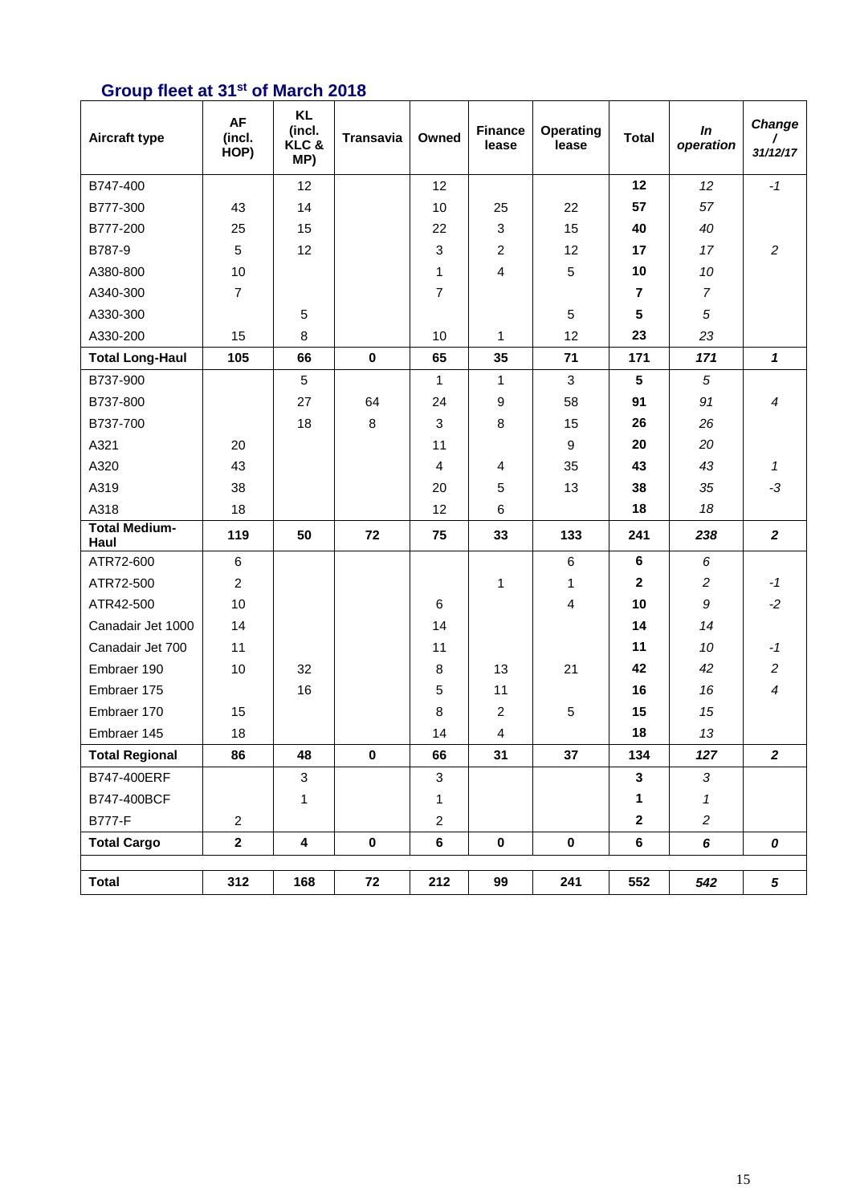## Group fleet at 31st of March 2018

| Aircraft type | AF (incl. HOP) | KL (incl. KLC & MP) | Transavia | Owned | Finance lease | Operating lease | Total | *In operation* | *Change / 31/12/17* |
|---|---|---|---|---|---|---|---|---|---|
| B747-400 | | 12 | | 12 | | | **12** | *12* | *-1* |
| B777-300 | 43 | 14 | | 10 | 25 | 22 | **57** | *57* | |
| B777-200 | 25 | 15 | | 22 | 3 | 15 | **40** | *40* | |
| B787-9 | 5 | 12 | | 3 | 2 | 12 | **17** | *17* | *2* |
| A380-800 | 10 | | | 1 | 4 | 5 | **10** | *10* | |
| A340-300 | 7 | | | 7 | | | **7** | *7* | |
| A330-300 | | 5 | | | | 5 | **5** | *5* | |
| A330-200 | 15 | 8 | | 10 | 1 | 12 | **23** | *23* | |
| **Total Long-Haul** | **105** | **66** | **0** | **65** | **35** | **71** | **171** | ***171*** | ***1*** |
| B737-900 | | 5 | | 1 | 1 | 3 | **5** | *5* | |
| B737-800 | | 27 | 64 | 24 | 9 | 58 | **91** | *91* | *4* |
| B737-700 | | 18 | 8 | 3 | 8 | 15 | **26** | *26* | |
| A321 | 20 | | | 11 | | 9 | **20** | *20* | |
| A320 | 43 | | | 4 | 4 | 35 | **43** | *43* | *1* |
| A319 | 38 | | | 20 | 5 | 13 | **38** | *35* | *-3* |
| A318 | 18 | | | 12 | 6 | | **18** | *18* | |
| **Total Medium-Haul** | **119** | **50** | **72** | **75** | **33** | **133** | **241** | ***238*** | ***2*** |
| ATR72-600 | 6 | | | | | 6 | **6** | *6* | |
| ATR72-500 | 2 | | | | 1 | 1 | **2** | *2* | *-1* |
| ATR42-500 | 10 | | | 6 | | 4 | **10** | *9* | *-2* |
| Canadair Jet 1000 | 14 | | | 14 | | | **14** | *14* | |
| Canadair Jet 700 | 11 | | | 11 | | | **11** | *10* | *-1* |
| Embraer 190 | 10 | 32 | | 8 | 13 | 21 | **42** | *42* | *2* |
| Embraer 175 | | 16 | | 5 | 11 | | **16** | *16* | *4* |
| Embraer 170 | 15 | | | 8 | 2 | 5 | **15** | *15* | |
| Embraer 145 | 18 | | | 14 | 4 | | **18** | *13* | |
| **Total Regional** | **86** | **48** | **0** | **66** | **31** | **37** | **134** | ***127*** | ***2*** |
| B747-400ERF | | 3 | | 3 | | | **3** | *3* | |
| B747-400BCF | | 1 | | 1 | | | **1** | *1* | |
| B777-F | 2 | | | 2 | | | **2** | *2* | |
| **Total Cargo** | **2** | **4** | **0** | **6** | **0** | **0** | **6** | ***6*** | ***0*** |
| | | | | | | | | | |
| **Total** | **312** | **168** | **72** | **212** | **99** | **241** | **552** | ***542*** | ***5*** |